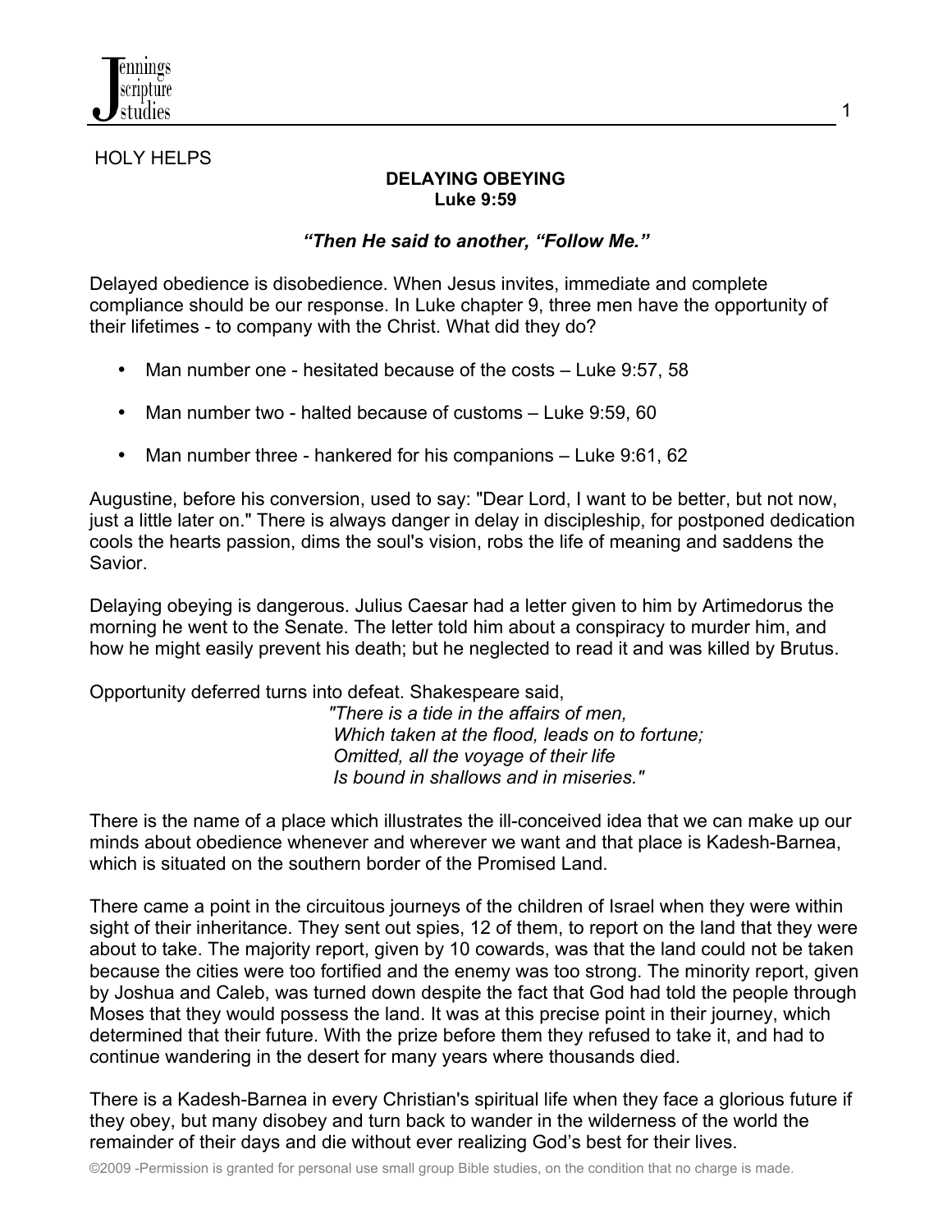HOLY HELPS

## DELAYING OBEYING
**Luke 9:59**

***"Then He said to another, "Follow Me."***

Delayed obedience is disobedience. When Jesus invites, immediate and complete compliance should be our response. In Luke chapter 9, three men have the opportunity of their lifetimes - to company with the Christ. What did they do?

- Man number one - hesitated because of the costs – Luke 9:57, 58
- Man number two - halted because of customs – Luke 9:59, 60
- Man number three - hankered for his companions – Luke 9:61, 62

Augustine, before his conversion, used to say: "Dear Lord, I want to be better, but not now, just a little later on." There is always danger in delay in discipleship, for postponed dedication cools the hearts passion, dims the soul's vision, robs the life of meaning and saddens the Savior.

Delaying obeying is dangerous. Julius Caesar had a letter given to him by Artimedorus the morning he went to the Senate. The letter told him about a conspiracy to murder him, and how he might easily prevent his death; but he neglected to read it and was killed by Brutus.

Opportunity deferred turns into defeat. Shakespeare said,

*"There is a tide in the affairs of men,*
*Which taken at the flood, leads on to fortune;*
*Omitted, all the voyage of their life*
*Is bound in shallows and in miseries."*

There is the name of a place which illustrates the ill-conceived idea that we can make up our minds about obedience whenever and wherever we want and that place is Kadesh-Barnea, which is situated on the southern border of the Promised Land.

There came a point in the circuitous journeys of the children of Israel when they were within sight of their inheritance. They sent out spies, 12 of them, to report on the land that they were about to take. The majority report, given by 10 cowards, was that the land could not be taken because the cities were too fortified and the enemy was too strong. The minority report, given by Joshua and Caleb, was turned down despite the fact that God had told the people through Moses that they would possess the land. It was at this precise point in their journey, which determined that their future. With the prize before them they refused to take it, and had to continue wandering in the desert for many years where thousands died.

There is a Kadesh-Barnea in every Christian's spiritual life when they face a glorious future if they obey, but many disobey and turn back to wander in the wilderness of the world the remainder of their days and die without ever realizing God's best for their lives.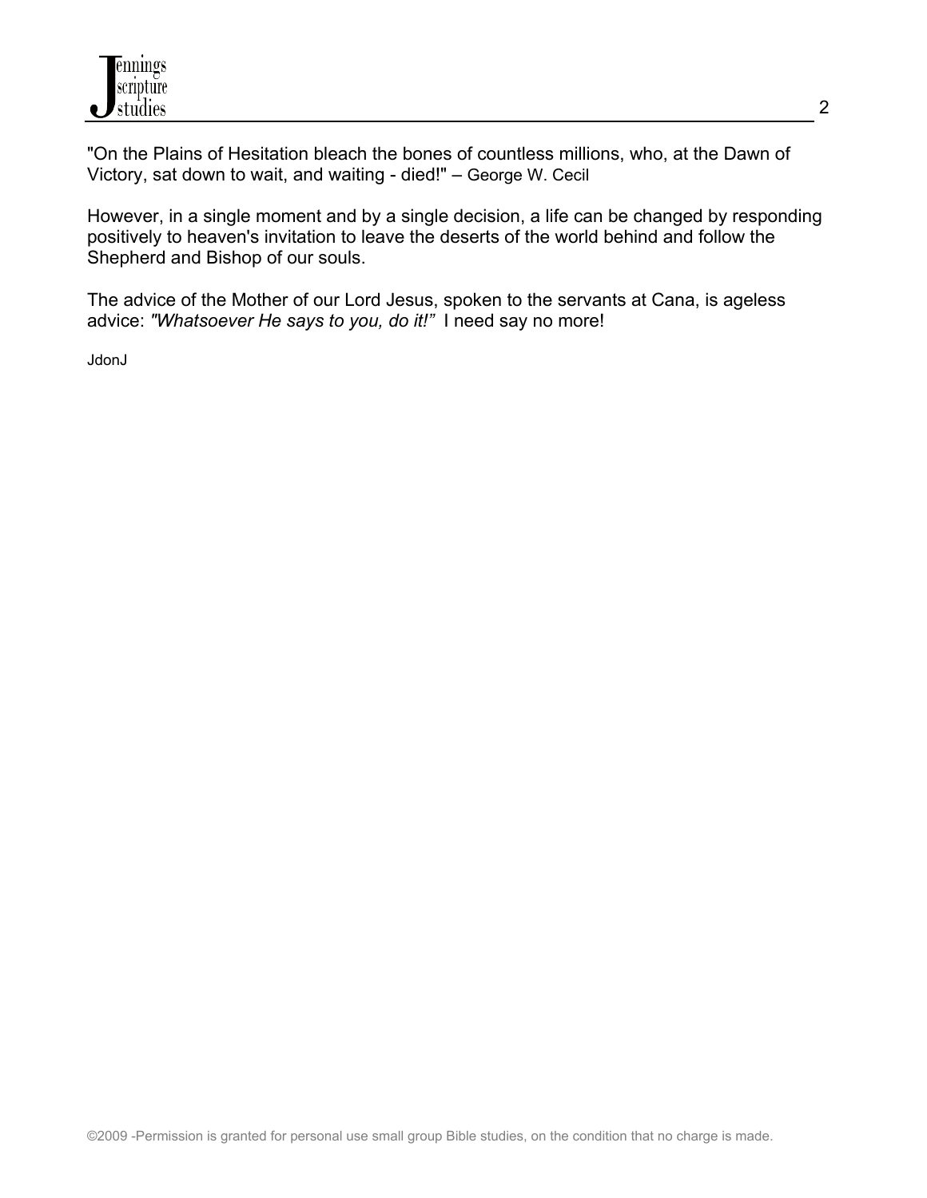"On the Plains of Hesitation bleach the bones of countless millions, who, at the Dawn of Victory, sat down to wait, and waiting - died!" – George W. Cecil

However, in a single moment and by a single decision, a life can be changed by responding positively to heaven's invitation to leave the deserts of the world behind and follow the Shepherd and Bishop of our souls.

The advice of the Mother of our Lord Jesus, spoken to the servants at Cana, is ageless advice: *"Whatsoever He says to you, do it!"* I need say no more!

JdonJ

©2009 -Permission is granted for personal use small group Bible studies, on the condition that no charge is made.